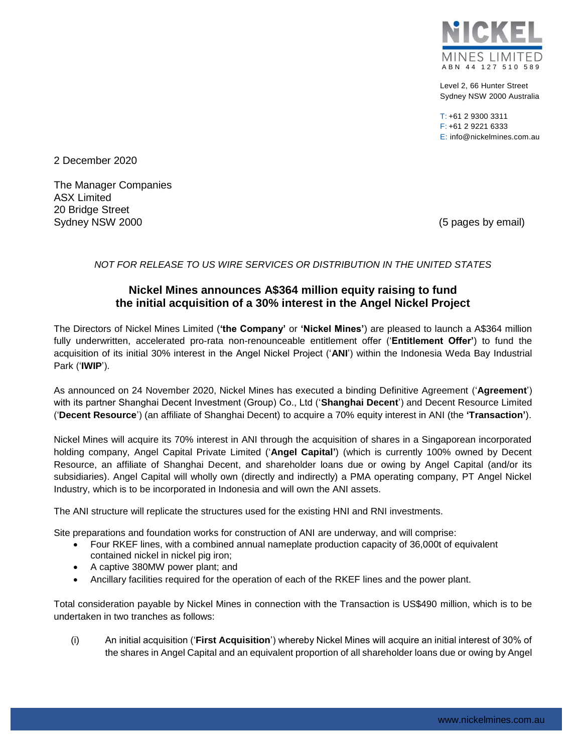NICKEL MINES LIMITED
ABN 44 127 510 589

Level 2, 66 Hunter Street
Sydney NSW 2000 Australia

T: +61 2 9300 3311
F: +61 2 9221 6333
E: info@nickelmines.com.au

2 December 2020

The Manager Companies
ASX Limited
20 Bridge Street
Sydney NSW 2000

(5 pages by email)

*NOT FOR RELEASE TO US WIRE SERVICES OR DISTRIBUTION IN THE UNITED STATES*

## Nickel Mines announces A$364 million equity raising to fund the initial acquisition of a 30% interest in the Angel Nickel Project

The Directors of Nickel Mines Limited (**'the Company'** or **'Nickel Mines'**) are pleased to launch a A$364 million fully underwritten, accelerated pro-rata non-renounceable entitlement offer ('**Entitlement Offer'**) to fund the acquisition of its initial 30% interest in the Angel Nickel Project ('**ANI**') within the Indonesia Weda Bay Industrial Park ('**IWIP**').

As announced on 24 November 2020, Nickel Mines has executed a binding Definitive Agreement ('**Agreement**') with its partner Shanghai Decent Investment (Group) Co., Ltd ('**Shanghai Decent**') and Decent Resource Limited ('**Decent Resource**') (an affiliate of Shanghai Decent) to acquire a 70% equity interest in ANI (the **'Transaction'**).

Nickel Mines will acquire its 70% interest in ANI through the acquisition of shares in a Singaporean incorporated holding company, Angel Capital Private Limited ('**Angel Capital'**) (which is currently 100% owned by Decent Resource, an affiliate of Shanghai Decent, and shareholder loans due or owing by Angel Capital (and/or its subsidiaries). Angel Capital will wholly own (directly and indirectly) a PMA operating company, PT Angel Nickel Industry, which is to be incorporated in Indonesia and will own the ANI assets.

The ANI structure will replicate the structures used for the existing HNI and RNI investments.

Site preparations and foundation works for construction of ANI are underway, and will comprise:

- Four RKEF lines, with a combined annual nameplate production capacity of 36,000t of equivalent contained nickel in nickel pig iron;
- A captive 380MW power plant; and
- Ancillary facilities required for the operation of each of the RKEF lines and the power plant.

Total consideration payable by Nickel Mines in connection with the Transaction is US$490 million, which is to be undertaken in two tranches as follows:

(i) An initial acquisition ('**First Acquisition**') whereby Nickel Mines will acquire an initial interest of 30% of the shares in Angel Capital and an equivalent proportion of all shareholder loans due or owing by Angel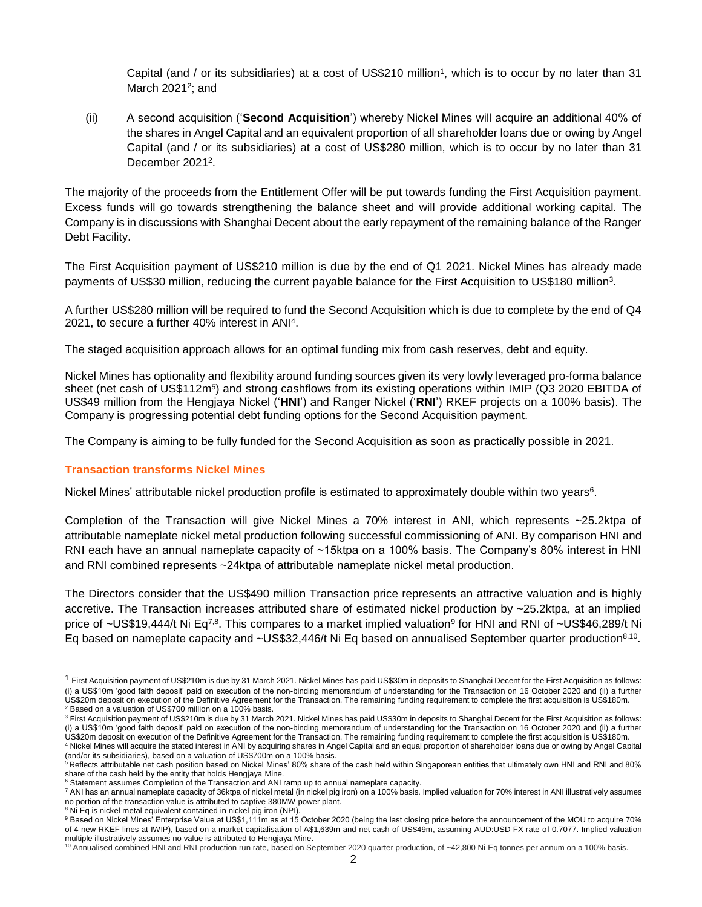Capital (and / or its subsidiaries) at a cost of US$210 million[1], which is to occur by no later than 31 March 2021[2]; and

(ii) A second acquisition ('**Second Acquisition**') whereby Nickel Mines will acquire an additional 40% of the shares in Angel Capital and an equivalent proportion of all shareholder loans due or owing by Angel Capital (and / or its subsidiaries) at a cost of US$280 million, which is to occur by no later than 31 December 2021[2].

The majority of the proceeds from the Entitlement Offer will be put towards funding the First Acquisition payment. Excess funds will go towards strengthening the balance sheet and will provide additional working capital. The Company is in discussions with Shanghai Decent about the early repayment of the remaining balance of the Ranger Debt Facility.

The First Acquisition payment of US$210 million is due by the end of Q1 2021. Nickel Mines has already made payments of US$30 million, reducing the current payable balance for the First Acquisition to US$180 million[3].

A further US$280 million will be required to fund the Second Acquisition which is due to complete by the end of Q4 2021, to secure a further 40% interest in ANI[4].

The staged acquisition approach allows for an optimal funding mix from cash reserves, debt and equity.

Nickel Mines has optionality and flexibility around funding sources given its very lowly leveraged pro-forma balance sheet (net cash of US$112m[5]) and strong cashflows from its existing operations within IMIP (Q3 2020 EBITDA of US$49 million from the Hengjaya Nickel ('**HNI**') and Ranger Nickel ('**RNI**') RKEF projects on a 100% basis). The Company is progressing potential debt funding options for the Second Acquisition payment.

The Company is aiming to be fully funded for the Second Acquisition as soon as practically possible in 2021.

### Transaction transforms Nickel Mines

Nickel Mines' attributable nickel production profile is estimated to approximately double within two years[6].

Completion of the Transaction will give Nickel Mines a 70% interest in ANI, which represents ~25.2ktpa of attributable nameplate nickel metal production following successful commissioning of ANI. By comparison HNI and RNI each have an annual nameplate capacity of ~15ktpa on a 100% basis. The Company's 80% interest in HNI and RNI combined represents ~24ktpa of attributable nameplate nickel metal production.

The Directors consider that the US$490 million Transaction price represents an attractive valuation and is highly accretive. The Transaction increases attributed share of estimated nickel production by ~25.2ktpa, at an implied price of ~US$19,444/t Ni Eq[7,8]. This compares to a market implied valuation[9] for HNI and RNI of ~US$46,289/t Ni Eq based on nameplate capacity and ~US$32,446/t Ni Eq based on annualised September quarter production[8,10].

---

[1] First Acquisition payment of US$210m is due by 31 March 2021. Nickel Mines has paid US$30m in deposits to Shanghai Decent for the First Acquisition as follows: (i) a US$10m 'good faith deposit' paid on execution of the non-binding memorandum of understanding for the Transaction on 16 October 2020 and (ii) a further US$20m deposit on execution of the Definitive Agreement for the Transaction. The remaining funding requirement to complete the first acquisition is US$180m.

[2] Based on a valuation of US$700 million on a 100% basis.

[3] First Acquisition payment of US$210m is due by 31 March 2021. Nickel Mines has paid US$30m in deposits to Shanghai Decent for the First Acquisition as follows: (i) a US$10m 'good faith deposit' paid on execution of the non-binding memorandum of understanding for the Transaction on 16 October 2020 and (ii) a further US$20m deposit on execution of the Definitive Agreement for the Transaction. The remaining funding requirement to complete the first acquisition is US$180m.

[4] Nickel Mines will acquire the stated interest in ANI by acquiring shares in Angel Capital and an equal proportion of shareholder loans due or owing by Angel Capital (and/or its subsidiaries), based on a valuation of US$700m on a 100% basis.

[5] Reflects attributable net cash position based on Nickel Mines' 80% share of the cash held within Singaporean entities that ultimately own HNI and RNI and 80% share of the cash held by the entity that holds Hengjaya Mine.

[6] Statement assumes Completion of the Transaction and ANI ramp up to annual nameplate capacity.

[7] ANI has an annual nameplate capacity of 36ktpa of nickel metal (in nickel pig iron) on a 100% basis. Implied valuation for 70% interest in ANI illustratively assumes no portion of the transaction value is attributed to captive 380MW power plant.

[8] Ni Eq is nickel metal equivalent contained in nickel pig iron (NPI).

[9] Based on Nickel Mines' Enterprise Value at US$1,111m as at 15 October 2020 (being the last closing price before the announcement of the MOU to acquire 70% of 4 new RKEF lines at IWIP), based on a market capitalisation of A$1,639m and net cash of US$49m, assuming AUD:USD FX rate of 0.7077. Implied valuation multiple illustratively assumes no value is attributed to Hengjaya Mine.

[10] Annualised combined HNI and RNI production run rate, based on September 2020 quarter production, of ~42,800 Ni Eq tonnes per annum on a 100% basis.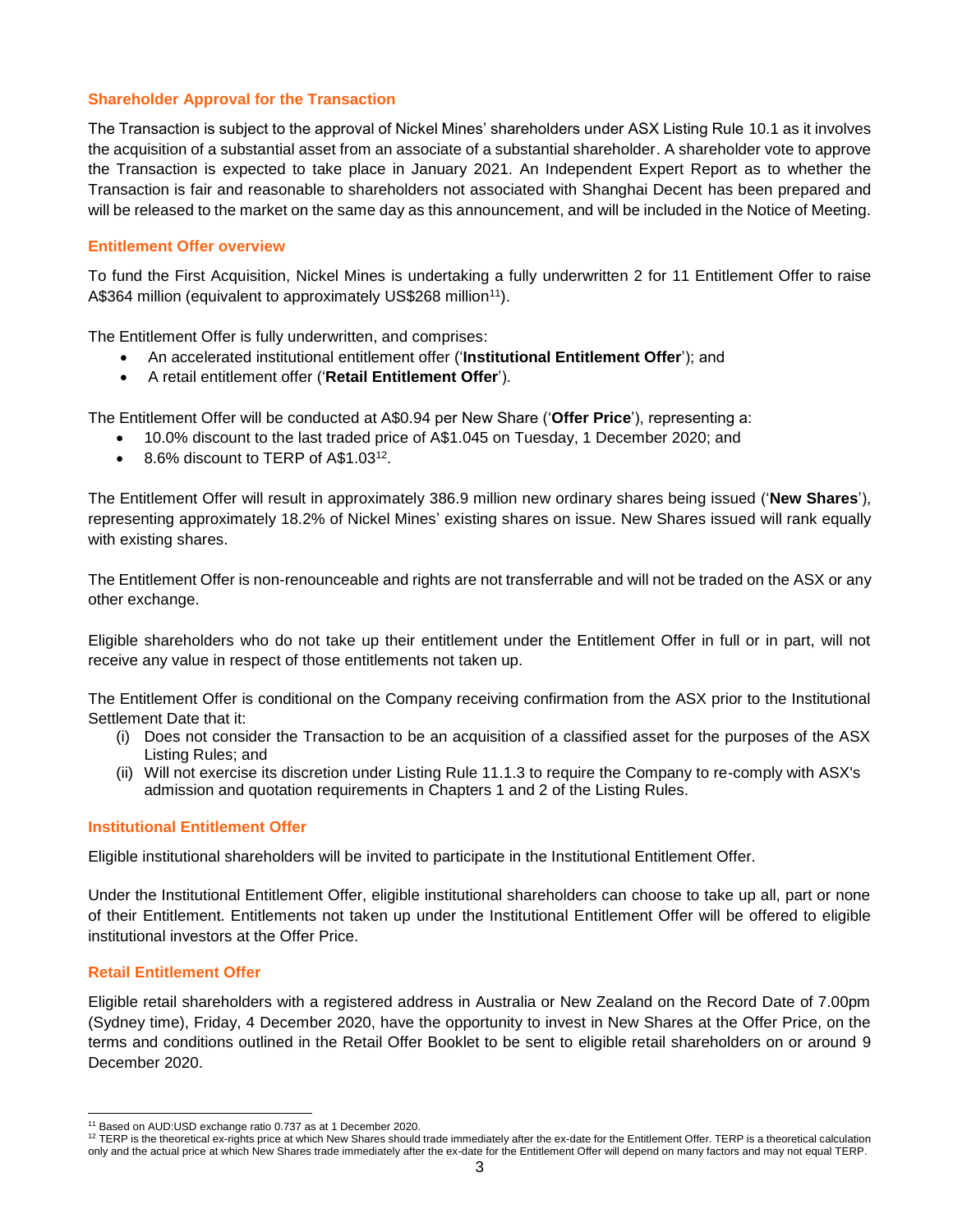## Shareholder Approval for the Transaction

The Transaction is subject to the approval of Nickel Mines' shareholders under ASX Listing Rule 10.1 as it involves the acquisition of a substantial asset from an associate of a substantial shareholder. A shareholder vote to approve the Transaction is expected to take place in January 2021. An Independent Expert Report as to whether the Transaction is fair and reasonable to shareholders not associated with Shanghai Decent has been prepared and will be released to the market on the same day as this announcement, and will be included in the Notice of Meeting.

## Entitlement Offer overview

To fund the First Acquisition, Nickel Mines is undertaking a fully underwritten 2 for 11 Entitlement Offer to raise A$364 million (equivalent to approximately US$268 million[11]).

The Entitlement Offer is fully underwritten, and comprises:

- An accelerated institutional entitlement offer ('**Institutional Entitlement Offer**'); and
- A retail entitlement offer ('**Retail Entitlement Offer**').

The Entitlement Offer will be conducted at A$0.94 per New Share ('**Offer Price**'), representing a:

- 10.0% discount to the last traded price of A$1.045 on Tuesday, 1 December 2020; and
- 8.6% discount to TERP of A$1.03[12].

The Entitlement Offer will result in approximately 386.9 million new ordinary shares being issued ('**New Shares**'), representing approximately 18.2% of Nickel Mines' existing shares on issue. New Shares issued will rank equally with existing shares.

The Entitlement Offer is non-renounceable and rights are not transferrable and will not be traded on the ASX or any other exchange.

Eligible shareholders who do not take up their entitlement under the Entitlement Offer in full or in part, will not receive any value in respect of those entitlements not taken up.

The Entitlement Offer is conditional on the Company receiving confirmation from the ASX prior to the Institutional Settlement Date that it:

(i) Does not consider the Transaction to be an acquisition of a classified asset for the purposes of the ASX Listing Rules; and
(ii) Will not exercise its discretion under Listing Rule 11.1.3 to require the Company to re-comply with ASX's admission and quotation requirements in Chapters 1 and 2 of the Listing Rules.

## Institutional Entitlement Offer

Eligible institutional shareholders will be invited to participate in the Institutional Entitlement Offer.

Under the Institutional Entitlement Offer, eligible institutional shareholders can choose to take up all, part or none of their Entitlement. Entitlements not taken up under the Institutional Entitlement Offer will be offered to eligible institutional investors at the Offer Price.

## Retail Entitlement Offer

Eligible retail shareholders with a registered address in Australia or New Zealand on the Record Date of 7.00pm (Sydney time), Friday, 4 December 2020, have the opportunity to invest in New Shares at the Offer Price, on the terms and conditions outlined in the Retail Offer Booklet to be sent to eligible retail shareholders on or around 9 December 2020.

---

[11] Based on AUD:USD exchange ratio 0.737 as at 1 December 2020.

[12] TERP is the theoretical ex-rights price at which New Shares should trade immediately after the ex-date for the Entitlement Offer. TERP is a theoretical calculation only and the actual price at which New Shares trade immediately after the ex-date for the Entitlement Offer will depend on many factors and may not equal TERP.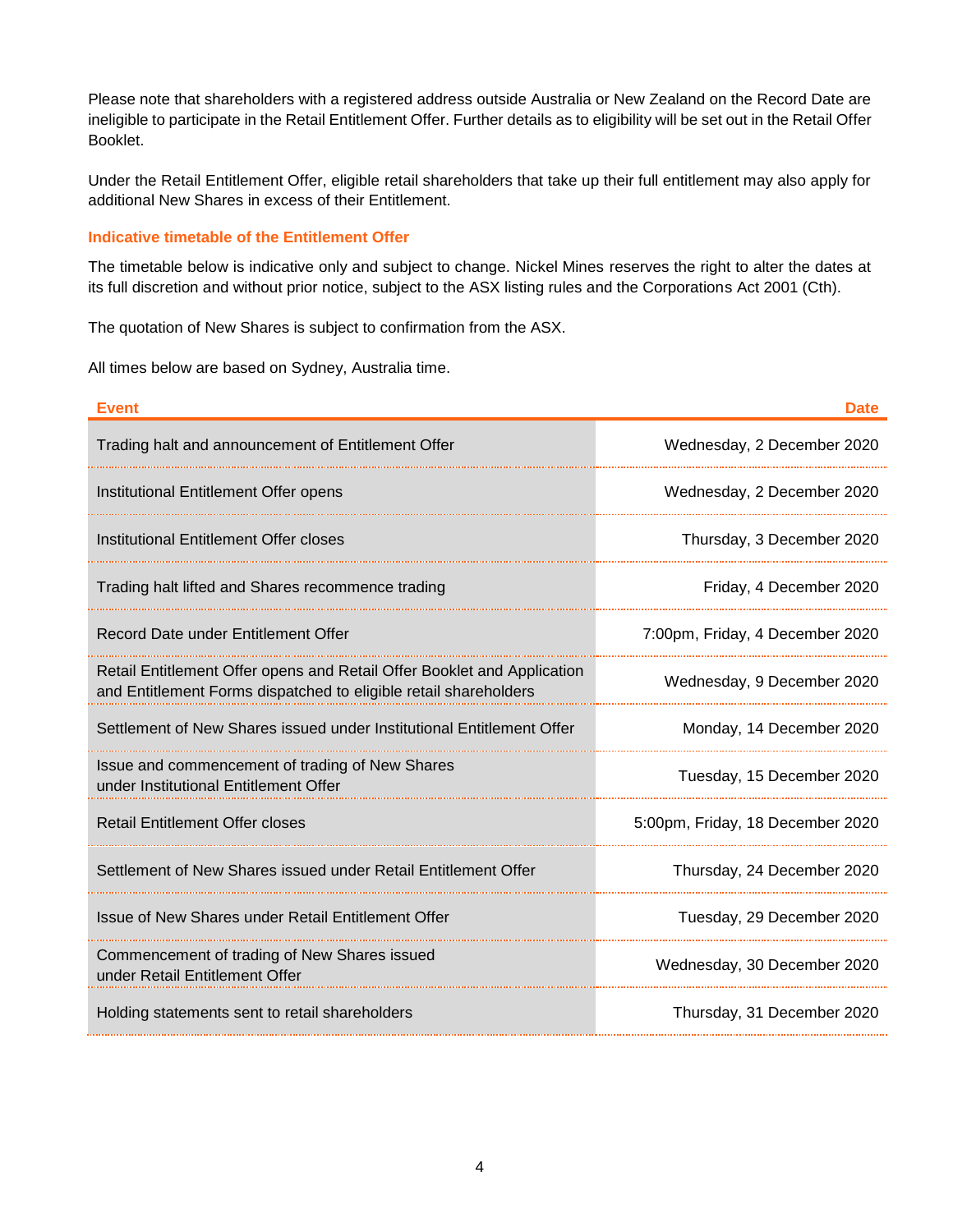Please note that shareholders with a registered address outside Australia or New Zealand on the Record Date are ineligible to participate in the Retail Entitlement Offer. Further details as to eligibility will be set out in the Retail Offer Booklet.

Under the Retail Entitlement Offer, eligible retail shareholders that take up their full entitlement may also apply for additional New Shares in excess of their Entitlement.

### Indicative timetable of the Entitlement Offer

The timetable below is indicative only and subject to change. Nickel Mines reserves the right to alter the dates at its full discretion and without prior notice, subject to the ASX listing rules and the Corporations Act 2001 (Cth).

The quotation of New Shares is subject to confirmation from the ASX.

All times below are based on Sydney, Australia time.

| Event | Date |
|---|---:|
| Trading halt and announcement of Entitlement Offer | Wednesday, 2 December 2020 |
| Institutional Entitlement Offer opens | Wednesday, 2 December 2020 |
| Institutional Entitlement Offer closes | Thursday, 3 December 2020 |
| Trading halt lifted and Shares recommence trading | Friday, 4 December 2020 |
| Record Date under Entitlement Offer | 7:00pm, Friday, 4 December 2020 |
| Retail Entitlement Offer opens and Retail Offer Booklet and Application and Entitlement Forms dispatched to eligible retail shareholders | Wednesday, 9 December 2020 |
| Settlement of New Shares issued under Institutional Entitlement Offer | Monday, 14 December 2020 |
| Issue and commencement of trading of New Shares under Institutional Entitlement Offer | Tuesday, 15 December 2020 |
| Retail Entitlement Offer closes | 5:00pm, Friday, 18 December 2020 |
| Settlement of New Shares issued under Retail Entitlement Offer | Thursday, 24 December 2020 |
| Issue of New Shares under Retail Entitlement Offer | Tuesday, 29 December 2020 |
| Commencement of trading of New Shares issued under Retail Entitlement Offer | Wednesday, 30 December 2020 |
| Holding statements sent to retail shareholders | Thursday, 31 December 2020 |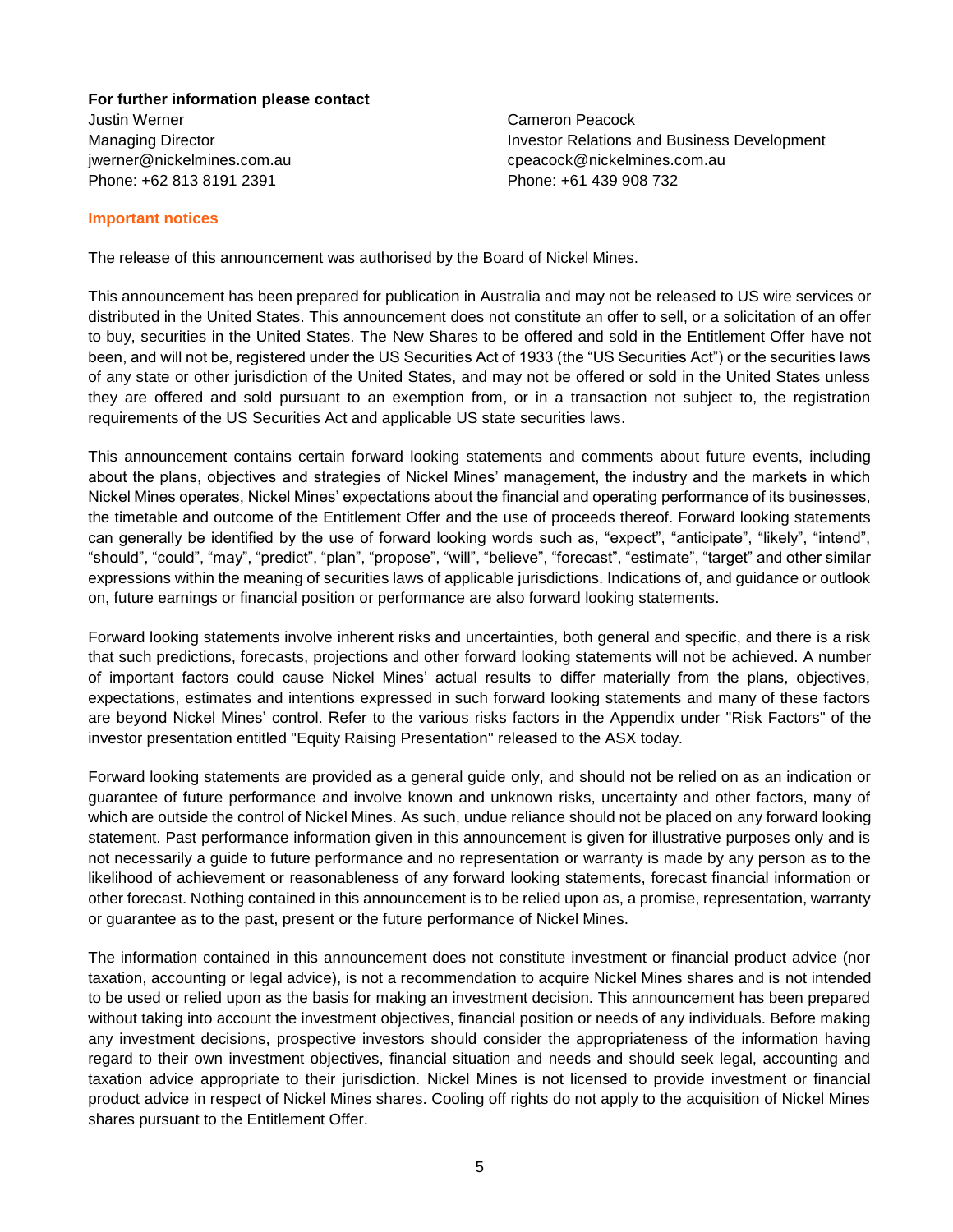**For further information please contact**

Justin Werner
Managing Director
jwerner@nickelmines.com.au
Phone: +62 813 8191 2391

Cameron Peacock
Investor Relations and Business Development
cpeacock@nickelmines.com.au
Phone: +61 439 908 732

## Important notices

The release of this announcement was authorised by the Board of Nickel Mines.

This announcement has been prepared for publication in Australia and may not be released to US wire services or distributed in the United States. This announcement does not constitute an offer to sell, or a solicitation of an offer to buy, securities in the United States. The New Shares to be offered and sold in the Entitlement Offer have not been, and will not be, registered under the US Securities Act of 1933 (the "US Securities Act") or the securities laws of any state or other jurisdiction of the United States, and may not be offered or sold in the United States unless they are offered and sold pursuant to an exemption from, or in a transaction not subject to, the registration requirements of the US Securities Act and applicable US state securities laws.

This announcement contains certain forward looking statements and comments about future events, including about the plans, objectives and strategies of Nickel Mines' management, the industry and the markets in which Nickel Mines operates, Nickel Mines' expectations about the financial and operating performance of its businesses, the timetable and outcome of the Entitlement Offer and the use of proceeds thereof. Forward looking statements can generally be identified by the use of forward looking words such as, "expect", "anticipate", "likely", "intend", "should", "could", "may", "predict", "plan", "propose", "will", "believe", "forecast", "estimate", "target" and other similar expressions within the meaning of securities laws of applicable jurisdictions. Indications of, and guidance or outlook on, future earnings or financial position or performance are also forward looking statements.

Forward looking statements involve inherent risks and uncertainties, both general and specific, and there is a risk that such predictions, forecasts, projections and other forward looking statements will not be achieved. A number of important factors could cause Nickel Mines' actual results to differ materially from the plans, objectives, expectations, estimates and intentions expressed in such forward looking statements and many of these factors are beyond Nickel Mines' control. Refer to the various risks factors in the Appendix under "Risk Factors" of the investor presentation entitled "Equity Raising Presentation" released to the ASX today.

Forward looking statements are provided as a general guide only, and should not be relied on as an indication or guarantee of future performance and involve known and unknown risks, uncertainty and other factors, many of which are outside the control of Nickel Mines. As such, undue reliance should not be placed on any forward looking statement. Past performance information given in this announcement is given for illustrative purposes only and is not necessarily a guide to future performance and no representation or warranty is made by any person as to the likelihood of achievement or reasonableness of any forward looking statements, forecast financial information or other forecast. Nothing contained in this announcement is to be relied upon as, a promise, representation, warranty or guarantee as to the past, present or the future performance of Nickel Mines.

The information contained in this announcement does not constitute investment or financial product advice (nor taxation, accounting or legal advice), is not a recommendation to acquire Nickel Mines shares and is not intended to be used or relied upon as the basis for making an investment decision. This announcement has been prepared without taking into account the investment objectives, financial position or needs of any individuals. Before making any investment decisions, prospective investors should consider the appropriateness of the information having regard to their own investment objectives, financial situation and needs and should seek legal, accounting and taxation advice appropriate to their jurisdiction. Nickel Mines is not licensed to provide investment or financial product advice in respect of Nickel Mines shares. Cooling off rights do not apply to the acquisition of Nickel Mines shares pursuant to the Entitlement Offer.